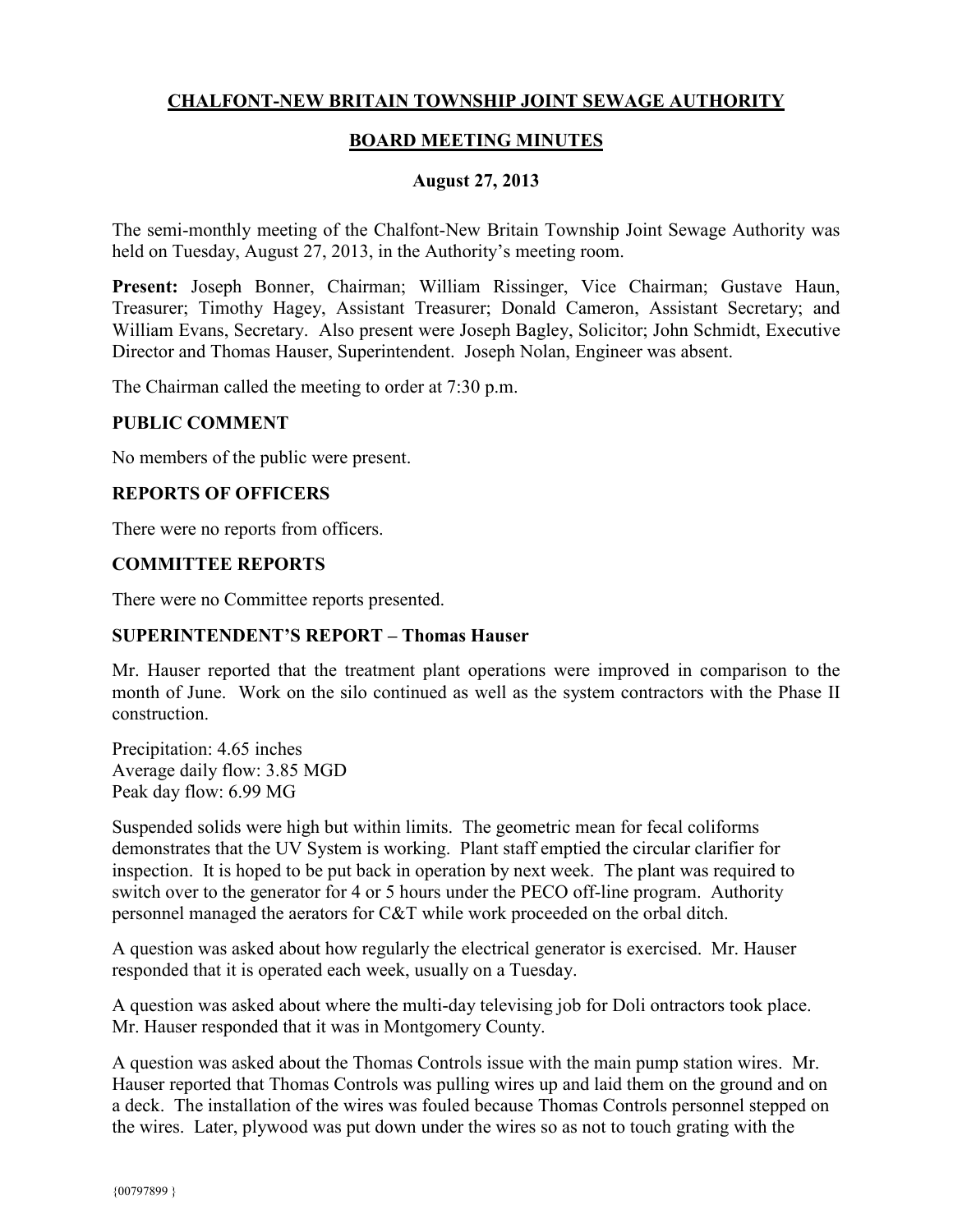# CHALFONT-NEW BRITAIN TOWNSHIP JOINT SEWAGE AUTHORITY

## BOARD MEETING MINUTES

### August 27, 2013

The semi-monthly meeting of the Chalfont-New Britain Township Joint Sewage Authority was held on Tuesday, August 27, 2013, in the Authority's meeting room.

**Present:** Joseph Bonner, Chairman; William Rissinger, Vice Chairman; Gustave Haun, Treasurer; Timothy Hagey, Assistant Treasurer; Donald Cameron, Assistant Secretary; and William Evans, Secretary. Also present were Joseph Bagley, Solicitor; John Schmidt, Executive Director and Thomas Hauser, Superintendent. Joseph Nolan, Engineer was absent.

The Chairman called the meeting to order at 7:30 p.m.

**PUBLIC COMMENT**

No members of the public were present.

**REPORTS OF OFFICERS**

There were no reports from officers.

**COMMITTEE REPORTS**

There were no Committee reports presented.

**SUPERINTENDENT'S REPORT – Thomas Hauser**

Mr. Hauser reported that the treatment plant operations were improved in comparison to the month of June. Work on the silo continued as well as the system contractors with the Phase II construction.

Precipitation: 4.65 inches
Average daily flow: 3.85 MGD
Peak day flow: 6.99 MG

Suspended solids were high but within limits. The geometric mean for fecal coliforms demonstrates that the UV System is working. Plant staff emptied the circular clarifier for inspection. It is hoped to be put back in operation by next week. The plant was required to switch over to the generator for 4 or 5 hours under the PECO off-line program. Authority personnel managed the aerators for C&T while work proceeded on the orbal ditch.

A question was asked about how regularly the electrical generator is exercised. Mr. Hauser responded that it is operated each week, usually on a Tuesday.

A question was asked about where the multi-day televising job for Doli ontractors took place. Mr. Hauser responded that it was in Montgomery County.

A question was asked about the Thomas Controls issue with the main pump station wires. Mr. Hauser reported that Thomas Controls was pulling wires up and laid them on the ground and on a deck. The installation of the wires was fouled because Thomas Controls personnel stepped on the wires. Later, plywood was put down under the wires so as not to touch grating with the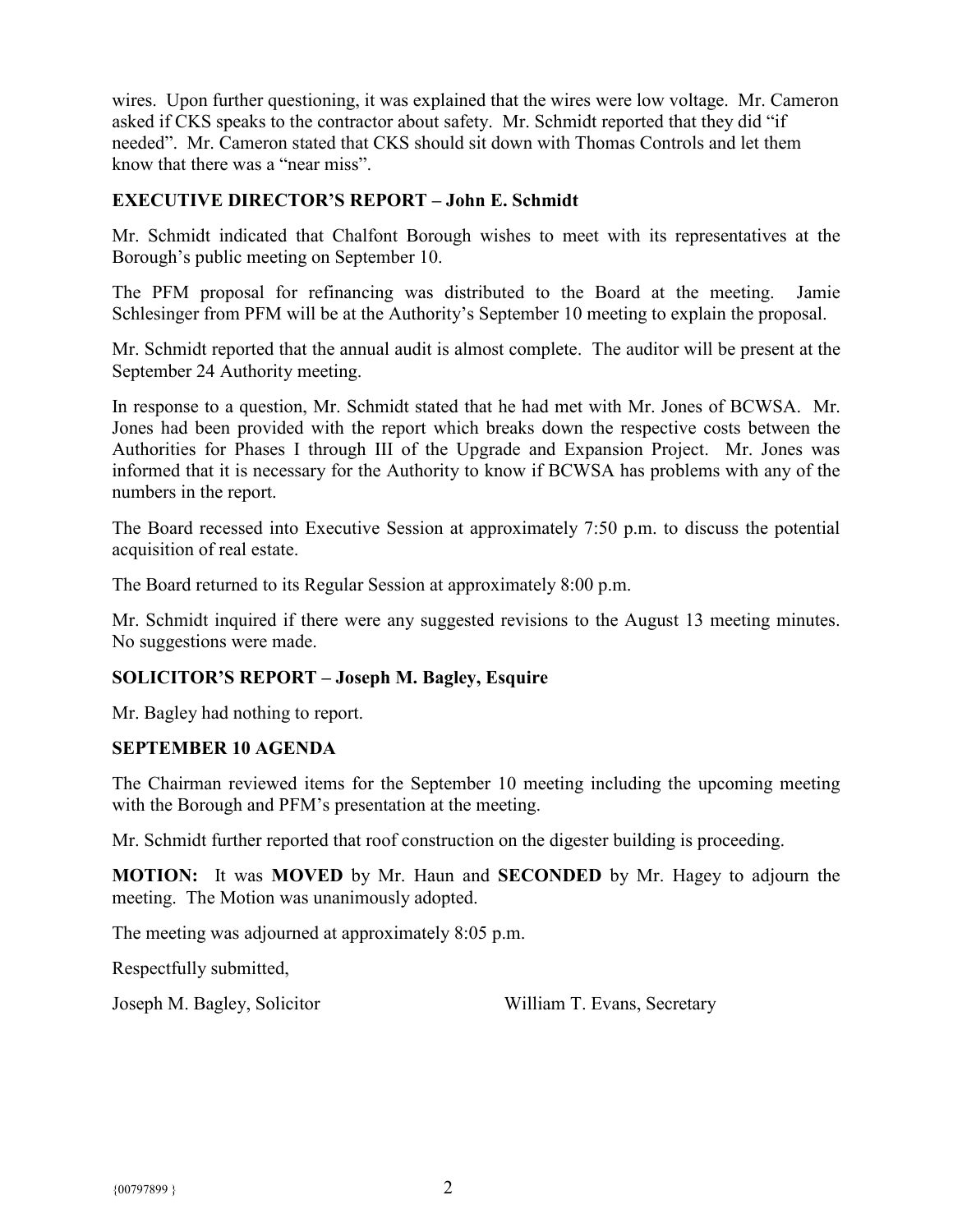wires. Upon further questioning, it was explained that the wires were low voltage. Mr. Cameron asked if CKS speaks to the contractor about safety. Mr. Schmidt reported that they did "if needed". Mr. Cameron stated that CKS should sit down with Thomas Controls and let them know that there was a "near miss".

**EXECUTIVE DIRECTOR'S REPORT – John E. Schmidt**

Mr. Schmidt indicated that Chalfont Borough wishes to meet with its representatives at the Borough's public meeting on September 10.

The PFM proposal for refinancing was distributed to the Board at the meeting. Jamie Schlesinger from PFM will be at the Authority's September 10 meeting to explain the proposal.

Mr. Schmidt reported that the annual audit is almost complete. The auditor will be present at the September 24 Authority meeting.

In response to a question, Mr. Schmidt stated that he had met with Mr. Jones of BCWSA. Mr. Jones had been provided with the report which breaks down the respective costs between the Authorities for Phases I through III of the Upgrade and Expansion Project. Mr. Jones was informed that it is necessary for the Authority to know if BCWSA has problems with any of the numbers in the report.

The Board recessed into Executive Session at approximately 7:50 p.m. to discuss the potential acquisition of real estate.

The Board returned to its Regular Session at approximately 8:00 p.m.

Mr. Schmidt inquired if there were any suggested revisions to the August 13 meeting minutes. No suggestions were made.

**SOLICITOR'S REPORT – Joseph M. Bagley, Esquire**

Mr. Bagley had nothing to report.

**SEPTEMBER 10 AGENDA**

The Chairman reviewed items for the September 10 meeting including the upcoming meeting with the Borough and PFM's presentation at the meeting.

Mr. Schmidt further reported that roof construction on the digester building is proceeding.

**MOTION:** It was **MOVED** by Mr. Haun and **SECONDED** by Mr. Hagey to adjourn the meeting. The Motion was unanimously adopted.

The meeting was adjourned at approximately 8:05 p.m.

Respectfully submitted,

Joseph M. Bagley, Solicitor    William T. Evans, Secretary

{00797899 }